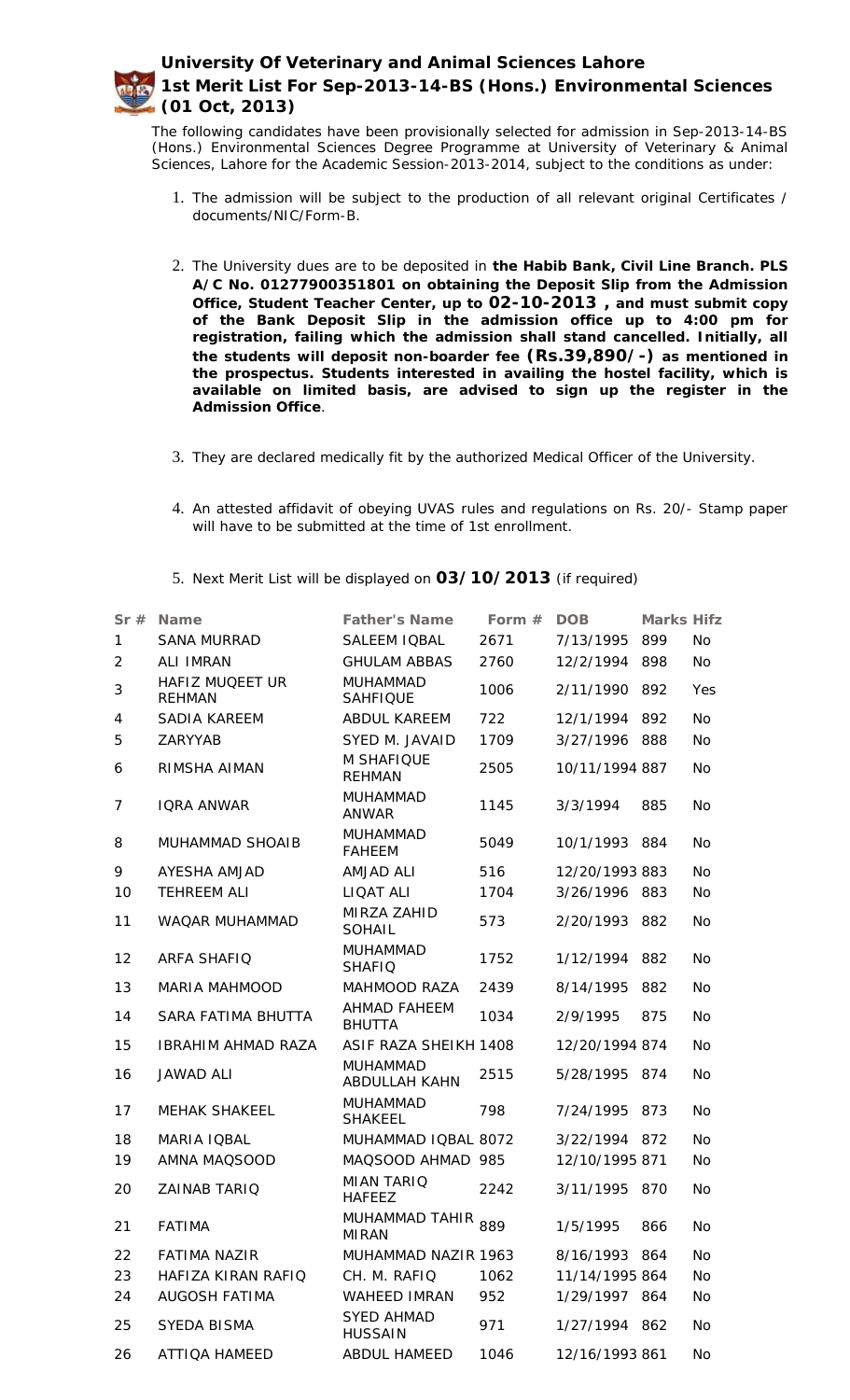# University Of Veterinary and Animal Sciences Lahore

## 1st Merit List For Sep-2013-14-BS (Hons.) Environmental Sciences (01 Oct, 2013)

The following candidates have been provisionally selected for admission in Sep-2013-14-BS (Hons.) Environmental Sciences Degree Programme at University of Veterinary & Animal Sciences, Lahore for the Academic Session-2013-2014, subject to the conditions as under:

1. The admission will be subject to the production of all relevant original Certificates / documents/NIC/Form-B.
2. The University dues are to be deposited in **the Habib Bank, Civil Line Branch. PLS A/C No. 01277900351801 on obtaining the Deposit Slip from the Admission Office, Student Teacher Center, up to 02-10-2013 , and must submit copy of the Bank Deposit Slip in the admission office up to 4:00 pm for registration, failing which the admission shall stand cancelled. Initially, all the students will deposit non-boarder fee (Rs.39,890/-) as mentioned in the prospectus. Students interested in availing the hostel facility, which is available on limited basis, are advised to sign up the register in the Admission Office**.
3. They are declared medically fit by the authorized Medical Officer of the University.
4. An attested affidavit of obeying UVAS rules and regulations on Rs. 20/- Stamp paper will have to be submitted at the time of 1st enrollment.
5. Next Merit List will be displayed on **03/10/2013** (if required)

| Sr # | Name | Father's Name | Form # | DOB | Marks | Hifz |
|---|---|---|---|---|---|---|
| 1 | SANA MURRAD | SALEEM IQBAL | 2671 | 7/13/1995 | 899 | No |
| 2 | ALI IMRAN | GHULAM ABBAS | 2760 | 12/2/1994 | 898 | No |
| 3 | HAFIZ MUQEET UR REHMAN | MUHAMMAD SAHFIQUE | 1006 | 2/11/1990 | 892 | Yes |
| 4 | SADIA KAREEM | ABDUL KAREEM | 722 | 12/1/1994 | 892 | No |
| 5 | ZARYYAB | SYED M. JAVAID | 1709 | 3/27/1996 | 888 | No |
| 6 | RIMSHA AIMAN | M SHAFIQUE REHMAN | 2505 | 10/11/1994 | 887 | No |
| 7 | IQRA ANWAR | MUHAMMAD ANWAR | 1145 | 3/3/1994 | 885 | No |
| 8 | MUHAMMAD SHOAIB | MUHAMMAD FAHEEM | 5049 | 10/1/1993 | 884 | No |
| 9 | AYESHA AMJAD | AMJAD ALI | 516 | 12/20/1993 | 883 | No |
| 10 | TEHREEM ALI | LIQAT ALI | 1704 | 3/26/1996 | 883 | No |
| 11 | WAQAR MUHAMMAD | MIRZA ZAHID SOHAIL | 573 | 2/20/1993 | 882 | No |
| 12 | ARFA SHAFIQ | MUHAMMAD SHAFIQ | 1752 | 1/12/1994 | 882 | No |
| 13 | MARIA MAHMOOD | MAHMOOD RAZA | 2439 | 8/14/1995 | 882 | No |
| 14 | SARA FATIMA BHUTTA | AHMAD FAHEEM BHUTTA | 1034 | 2/9/1995 | 875 | No |
| 15 | IBRAHIM AHMAD RAZA | ASIF RAZA SHEIKH | 1408 | 12/20/1994 | 874 | No |
| 16 | JAWAD ALI | MUHAMMAD ABDULLAH KAHN | 2515 | 5/28/1995 | 874 | No |
| 17 | MEHAK SHAKEEL | MUHAMMAD SHAKEEL | 798 | 7/24/1995 | 873 | No |
| 18 | MARIA IQBAL | MUHAMMAD IQBAL | 8072 | 3/22/1994 | 872 | No |
| 19 | AMNA MAQSOOD | MAQSOOD AHMAD | 985 | 12/10/1995 | 871 | No |
| 20 | ZAINAB TARIQ | MIAN TARIQ HAFEEZ | 2242 | 3/11/1995 | 870 | No |
| 21 | FATIMA | MUHAMMAD TAHIR MIRAN | 889 | 1/5/1995 | 866 | No |
| 22 | FATIMA NAZIR | MUHAMMAD NAZIR | 1963 | 8/16/1993 | 864 | No |
| 23 | HAFIZA KIRAN RAFIQ | CH. M. RAFIQ | 1062 | 11/14/1995 | 864 | No |
| 24 | AUGOSH FATIMA | WAHEED IMRAN | 952 | 1/29/1997 | 864 | No |
| 25 | SYEDA BISMA | SYED AHMAD HUSSAIN | 971 | 1/27/1994 | 862 | No |
| 26 | ATTIQA HAMEED | ABDUL HAMEED | 1046 | 12/16/1993 | 861 | No |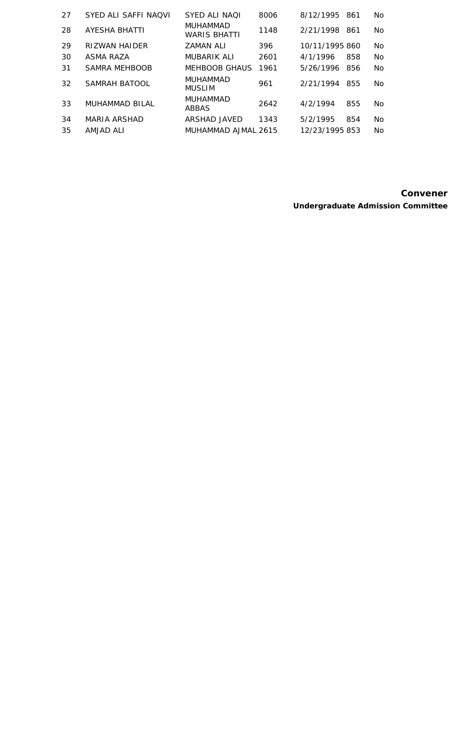| | | | | | | |
|---|---|---|---|---|---|---|
| 27 | SYED ALI SAFFI NAQVI | SYED ALI NAQI | 8006 | 8/12/1995 | 861 | No |
| 28 | AYESHA BHATTI | MUHAMMAD WARIS BHATTI | 1148 | 2/21/1998 | 861 | No |
| 29 | RIZWAN HAIDER | ZAMAN ALI | 396 | 10/11/1995 | 860 | No |
| 30 | ASMA RAZA | MUBARIK ALI | 2601 | 4/1/1996 | 858 | No |
| 31 | SAMRA MEHBOOB | MEHBOOB GHAUS | 1961 | 5/26/1996 | 856 | No |
| 32 | SAMRAH BATOOL | MUHAMMAD MUSLIM | 961 | 2/21/1994 | 855 | No |
| 33 | MUHAMMAD BILAL | MUHAMMAD ABBAS | 2642 | 4/2/1994 | 855 | No |
| 34 | MARIA ARSHAD | ARSHAD JAVED | 1343 | 5/2/1995 | 854 | No |
| 35 | AMJAD ALI | MUHAMMAD AJMAL | 2615 | 12/23/1995 | 853 | No |

**Convener**

**Undergraduate Admission Committee**